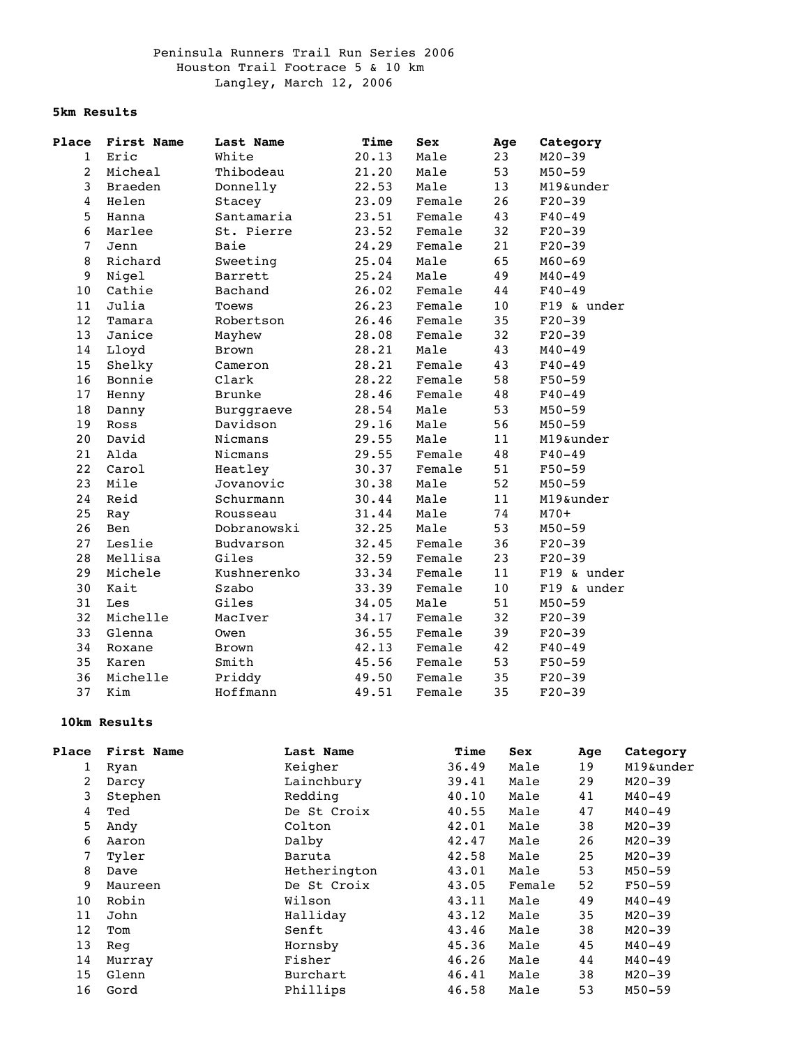Peninsula Runners Trail Run Series 2006
Houston Trail Footrace 5 & 10 km
Langley, March 12, 2006

**5km Results**

| Place | First Name | Last Name | Time | Sex | Age | Category |
|---|---|---|---|---|---|---|
| 1 | Eric | White | 20.13 | Male | 23 | M20-39 |
| 2 | Micheal | Thibodeau | 21.20 | Male | 53 | M50-59 |
| 3 | Braeden | Donnelly | 22.53 | Male | 13 | M19&under |
| 4 | Helen | Stacey | 23.09 | Female | 26 | F20-39 |
| 5 | Hanna | Santamaria | 23.51 | Female | 43 | F40-49 |
| 6 | Marlee | St. Pierre | 23.52 | Female | 32 | F20-39 |
| 7 | Jenn | Baie | 24.29 | Female | 21 | F20-39 |
| 8 | Richard | Sweeting | 25.04 | Male | 65 | M60-69 |
| 9 | Nigel | Barrett | 25.24 | Male | 49 | M40-49 |
| 10 | Cathie | Bachand | 26.02 | Female | 44 | F40-49 |
| 11 | Julia | Toews | 26.23 | Female | 10 | F19 & under |
| 12 | Tamara | Robertson | 26.46 | Female | 35 | F20-39 |
| 13 | Janice | Mayhew | 28.08 | Female | 32 | F20-39 |
| 14 | Lloyd | Brown | 28.21 | Male | 43 | M40-49 |
| 15 | Shelky | Cameron | 28.21 | Female | 43 | F40-49 |
| 16 | Bonnie | Clark | 28.22 | Female | 58 | F50-59 |
| 17 | Henny | Brunke | 28.46 | Female | 48 | F40-49 |
| 18 | Danny | Burggraeve | 28.54 | Male | 53 | M50-59 |
| 19 | Ross | Davidson | 29.16 | Male | 56 | M50-59 |
| 20 | David | Nicmans | 29.55 | Male | 11 | M19&under |
| 21 | Alda | Nicmans | 29.55 | Female | 48 | F40-49 |
| 22 | Carol | Heatley | 30.37 | Female | 51 | F50-59 |
| 23 | Mile | Jovanovic | 30.38 | Male | 52 | M50-59 |
| 24 | Reid | Schurmann | 30.44 | Male | 11 | M19&under |
| 25 | Ray | Rousseau | 31.44 | Male | 74 | M70+ |
| 26 | Ben | Dobranowski | 32.25 | Male | 53 | M50-59 |
| 27 | Leslie | Budvarson | 32.45 | Female | 36 | F20-39 |
| 28 | Mellisa | Giles | 32.59 | Female | 23 | F20-39 |
| 29 | Michele | Kushnerenko | 33.34 | Female | 11 | F19 & under |
| 30 | Kait | Szabo | 33.39 | Female | 10 | F19 & under |
| 31 | Les | Giles | 34.05 | Male | 51 | M50-59 |
| 32 | Michelle | MacIver | 34.17 | Female | 32 | F20-39 |
| 33 | Glenna | Owen | 36.55 | Female | 39 | F20-39 |
| 34 | Roxane | Brown | 42.13 | Female | 42 | F40-49 |
| 35 | Karen | Smith | 45.56 | Female | 53 | F50-59 |
| 36 | Michelle | Priddy | 49.50 | Female | 35 | F20-39 |
| 37 | Kim | Hoffmann | 49.51 | Female | 35 | F20-39 |

**10km Results**

| Place | First Name | Last Name | Time | Sex | Age | Category |
|---|---|---|---|---|---|---|
| 1 | Ryan | Keigher | 36.49 | Male | 19 | M19&under |
| 2 | Darcy | Lainchbury | 39.41 | Male | 29 | M20-39 |
| 3 | Stephen | Redding | 40.10 | Male | 41 | M40-49 |
| 4 | Ted | De St Croix | 40.55 | Male | 47 | M40-49 |
| 5 | Andy | Colton | 42.01 | Male | 38 | M20-39 |
| 6 | Aaron | Dalby | 42.47 | Male | 26 | M20-39 |
| 7 | Tyler | Baruta | 42.58 | Male | 25 | M20-39 |
| 8 | Dave | Hetherington | 43.01 | Male | 53 | M50-59 |
| 9 | Maureen | De St Croix | 43.05 | Female | 52 | F50-59 |
| 10 | Robin | Wilson | 43.11 | Male | 49 | M40-49 |
| 11 | John | Halliday | 43.12 | Male | 35 | M20-39 |
| 12 | Tom | Senft | 43.46 | Male | 38 | M20-39 |
| 13 | Reg | Hornsby | 45.36 | Male | 45 | M40-49 |
| 14 | Murray | Fisher | 46.26 | Male | 44 | M40-49 |
| 15 | Glenn | Burchart | 46.41 | Male | 38 | M20-39 |
| 16 | Gord | Phillips | 46.58 | Male | 53 | M50-59 |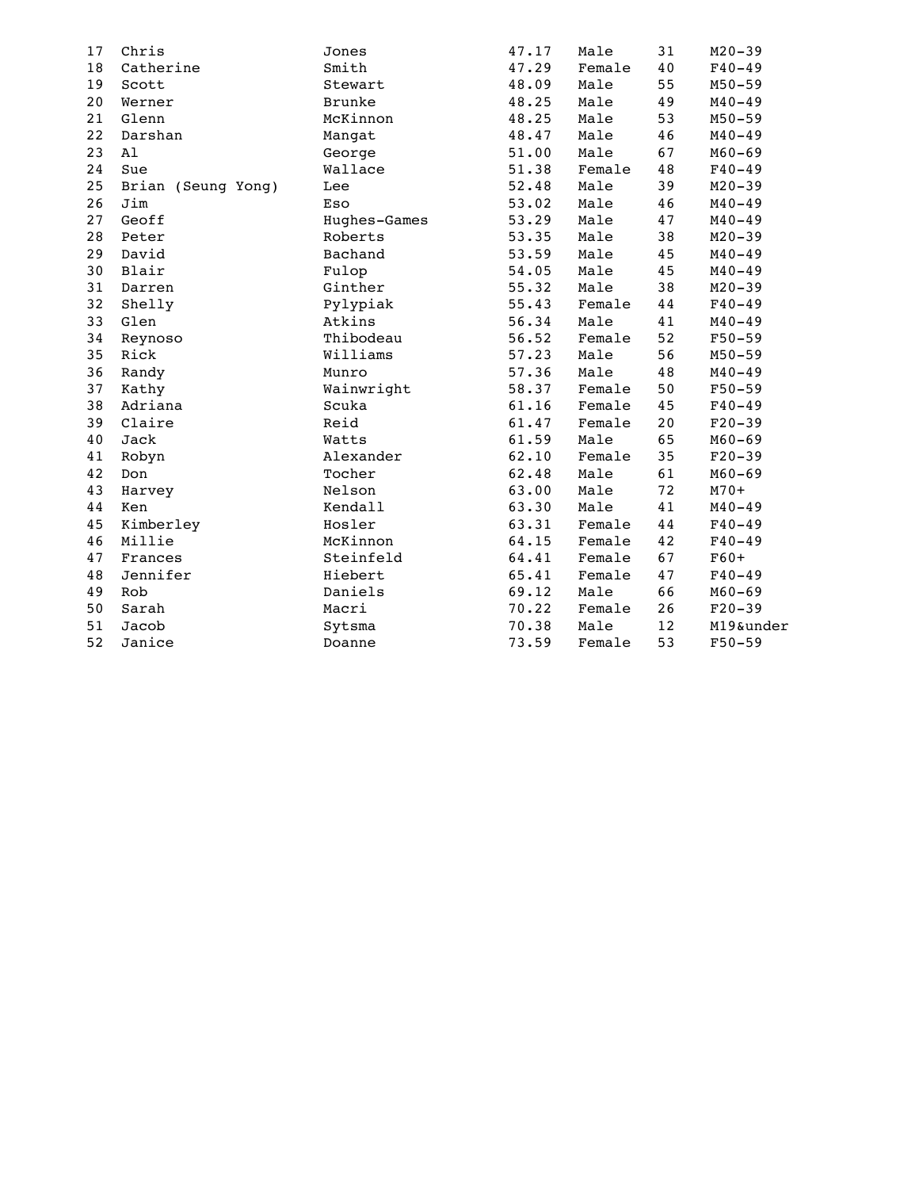| | | | | | | |
|---|---|---|---|---|---|---|
| 17 | Chris | Jones | 47.17 | Male | 31 | M20-39 |
| 18 | Catherine | Smith | 47.29 | Female | 40 | F40-49 |
| 19 | Scott | Stewart | 48.09 | Male | 55 | M50-59 |
| 20 | Werner | Brunke | 48.25 | Male | 49 | M40-49 |
| 21 | Glenn | McKinnon | 48.25 | Male | 53 | M50-59 |
| 22 | Darshan | Mangat | 48.47 | Male | 46 | M40-49 |
| 23 | Al | George | 51.00 | Male | 67 | M60-69 |
| 24 | Sue | Wallace | 51.38 | Female | 48 | F40-49 |
| 25 | Brian (Seung Yong) | Lee | 52.48 | Male | 39 | M20-39 |
| 26 | Jim | Eso | 53.02 | Male | 46 | M40-49 |
| 27 | Geoff | Hughes-Games | 53.29 | Male | 47 | M40-49 |
| 28 | Peter | Roberts | 53.35 | Male | 38 | M20-39 |
| 29 | David | Bachand | 53.59 | Male | 45 | M40-49 |
| 30 | Blair | Fulop | 54.05 | Male | 45 | M40-49 |
| 31 | Darren | Ginther | 55.32 | Male | 38 | M20-39 |
| 32 | Shelly | Pylypiak | 55.43 | Female | 44 | F40-49 |
| 33 | Glen | Atkins | 56.34 | Male | 41 | M40-49 |
| 34 | Reynoso | Thibodeau | 56.52 | Female | 52 | F50-59 |
| 35 | Rick | Williams | 57.23 | Male | 56 | M50-59 |
| 36 | Randy | Munro | 57.36 | Male | 48 | M40-49 |
| 37 | Kathy | Wainwright | 58.37 | Female | 50 | F50-59 |
| 38 | Adriana | Scuka | 61.16 | Female | 45 | F40-49 |
| 39 | Claire | Reid | 61.47 | Female | 20 | F20-39 |
| 40 | Jack | Watts | 61.59 | Male | 65 | M60-69 |
| 41 | Robyn | Alexander | 62.10 | Female | 35 | F20-39 |
| 42 | Don | Tocher | 62.48 | Male | 61 | M60-69 |
| 43 | Harvey | Nelson | 63.00 | Male | 72 | M70+ |
| 44 | Ken | Kendall | 63.30 | Male | 41 | M40-49 |
| 45 | Kimberley | Hosler | 63.31 | Female | 44 | F40-49 |
| 46 | Millie | McKinnon | 64.15 | Female | 42 | F40-49 |
| 47 | Frances | Steinfeld | 64.41 | Female | 67 | F60+ |
| 48 | Jennifer | Hiebert | 65.41 | Female | 47 | F40-49 |
| 49 | Rob | Daniels | 69.12 | Male | 66 | M60-69 |
| 50 | Sarah | Macri | 70.22 | Female | 26 | F20-39 |
| 51 | Jacob | Sytsma | 70.38 | Male | 12 | M19&under |
| 52 | Janice | Doanne | 73.59 | Female | 53 | F50-59 |